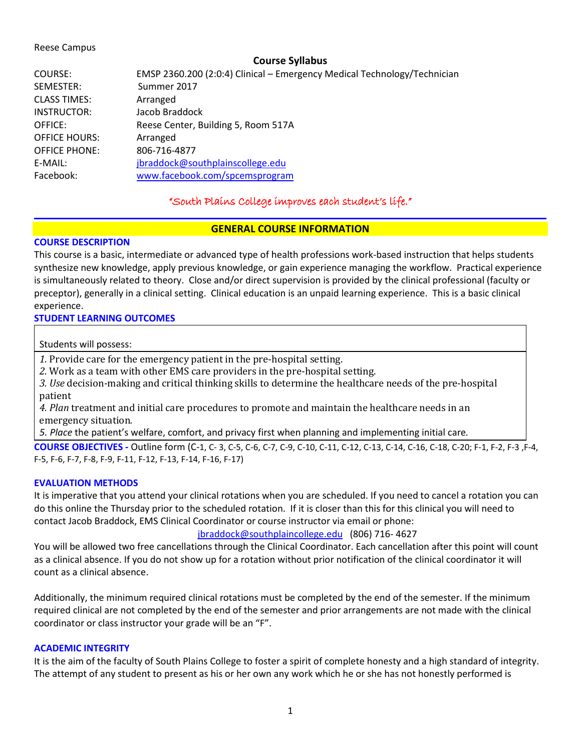Reese Campus

## Course Syllabus

| | |
|---|---|
| COURSE: | EMSP 2360.200 (2:0:4) Clinical – Emergency Medical Technology/Technician |
| SEMESTER: | Summer 2017 |
| CLASS TIMES: | Arranged |
| INSTRUCTOR: | Jacob Braddock |
| OFFICE: | Reese Center, Building 5, Room 517A |
| OFFICE HOURS: | Arranged |
| OFFICE PHONE: | 806-716-4877 |
| E-MAIL: | jbraddock@southplainscollege.edu |
| Facebook: | www.facebook.com/spcemsprogram |

*"South Plains College improves each student's life."*

## GENERAL COURSE INFORMATION

### COURSE DESCRIPTION

This course is a basic, intermediate or advanced type of health professions work-based instruction that helps students synthesize new knowledge, apply previous knowledge, or gain experience managing the workflow. Practical experience is simultaneously related to theory. Close and/or direct supervision is provided by the clinical professional (faculty or preceptor), generally in a clinical setting. Clinical education is an unpaid learning experience. This is a basic clinical experience.

### STUDENT LEARNING OUTCOMES

Students will possess:

1. Provide care for the emergency patient in the pre-hospital setting.
2. Work as a team with other EMS care providers in the pre-hospital setting.
3. *Use* decision-making and critical thinking skills to determine the healthcare needs of the pre-hospital patient
4. *Plan* treatment and initial care procedures to promote and maintain the healthcare needs in an emergency situation.
5. *Place* the patient's welfare, comfort, and privacy first when planning and implementing initial care.

**COURSE OBJECTIVES -** Outline form (C-1, C- 3, C-5, C-6, C-7, C-9, C-10, C-11, C-12, C-13, C-14, C-16, C-18, C-20; F-1, F-2, F-3 ,F-4, F-5, F-6, F-7, F-8, F-9, F-11, F-12, F-13, F-14, F-16, F-17)

### EVALUATION METHODS

It is imperative that you attend your clinical rotations when you are scheduled. If you need to cancel a rotation you can do this online the Thursday prior to the scheduled rotation. If it is closer than this for this clinical you will need to contact Jacob Braddock, EMS Clinical Coordinator or course instructor via email or phone:

jbraddock@southplaincollege.edu (806) 716- 4627

You will be allowed two free cancellations through the Clinical Coordinator. Each cancellation after this point will count as a clinical absence. If you do not show up for a rotation without prior notification of the clinical coordinator it will count as a clinical absence.

Additionally, the minimum required clinical rotations must be completed by the end of the semester. If the minimum required clinical are not completed by the end of the semester and prior arrangements are not made with the clinical coordinator or class instructor your grade will be an "F".

### ACADEMIC INTEGRITY

It is the aim of the faculty of South Plains College to foster a spirit of complete honesty and a high standard of integrity. The attempt of any student to present as his or her own any work which he or she has not honestly performed is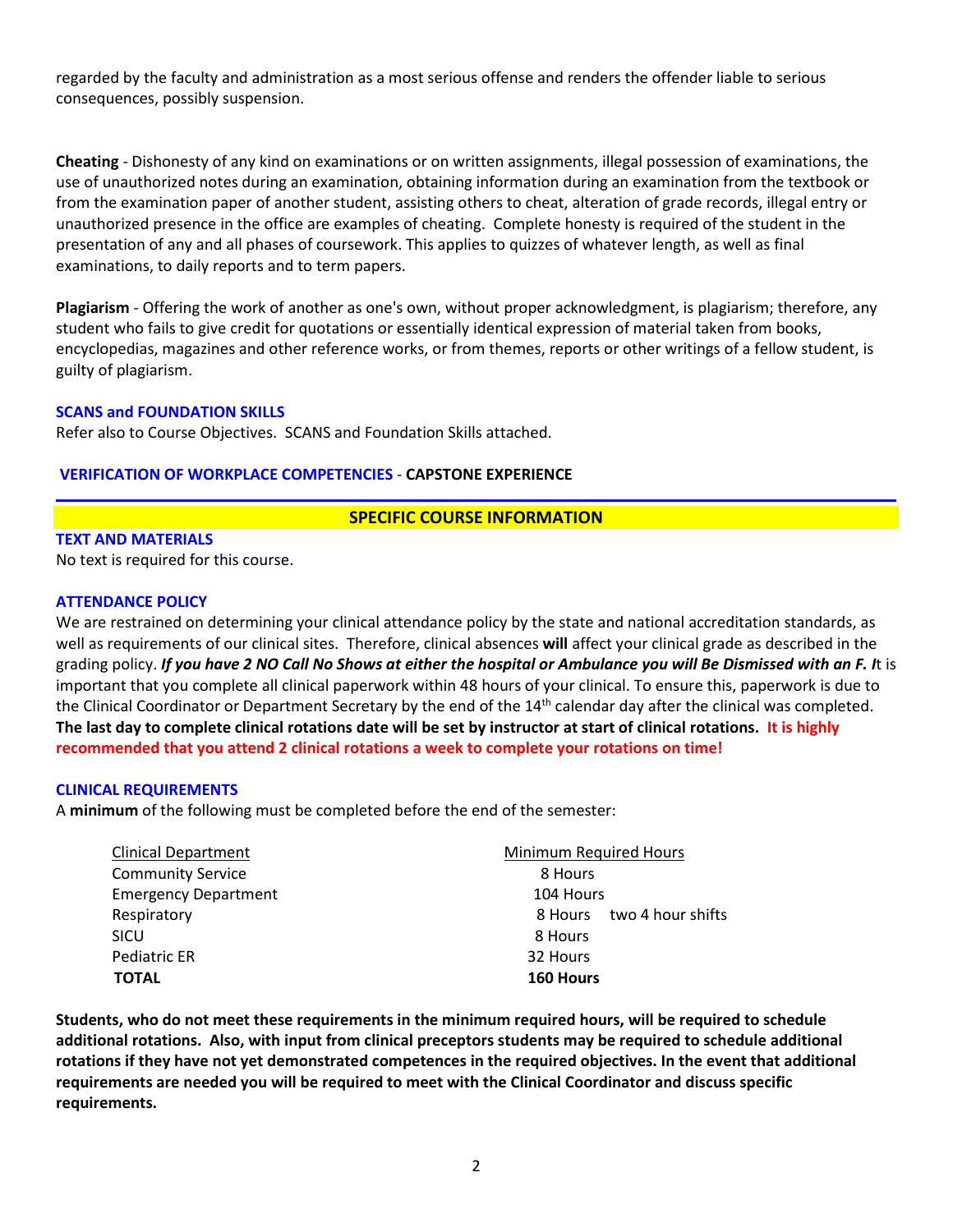regarded by the faculty and administration as a most serious offense and renders the offender liable to serious consequences, possibly suspension.

**Cheating** - Dishonesty of any kind on examinations or on written assignments, illegal possession of examinations, the use of unauthorized notes during an examination, obtaining information during an examination from the textbook or from the examination paper of another student, assisting others to cheat, alteration of grade records, illegal entry or unauthorized presence in the office are examples of cheating. Complete honesty is required of the student in the presentation of any and all phases of coursework. This applies to quizzes of whatever length, as well as final examinations, to daily reports and to term papers.

**Plagiarism** - Offering the work of another as one's own, without proper acknowledgment, is plagiarism; therefore, any student who fails to give credit for quotations or essentially identical expression of material taken from books, encyclopedias, magazines and other reference works, or from themes, reports or other writings of a fellow student, is guilty of plagiarism.

**SCANS and FOUNDATION SKILLS**

Refer also to Course Objectives. SCANS and Foundation Skills attached.

**VERIFICATION OF WORKPLACE COMPETENCIES** - **CAPSTONE EXPERIENCE**

## SPECIFIC COURSE INFORMATION

**TEXT AND MATERIALS**

No text is required for this course.

**ATTENDANCE POLICY**

We are restrained on determining your clinical attendance policy by the state and national accreditation standards, as well as requirements of our clinical sites. Therefore, clinical absences **will** affect your clinical grade as described in the grading policy. ***If you have 2 NO Call No Shows at either the hospital or Ambulance you will Be Dismissed with an F. I***t is important that you complete all clinical paperwork within 48 hours of your clinical. To ensure this, paperwork is due to the Clinical Coordinator or Department Secretary by the end of the 14th calendar day after the clinical was completed. **The last day to complete clinical rotations date will be set by instructor at start of clinical rotations. It is highly recommended that you attend 2 clinical rotations a week to complete your rotations on time!**

**CLINICAL REQUIREMENTS**

A **minimum** of the following must be completed before the end of the semester:

| Clinical Department | Minimum Required Hours |
|---|---|
| Community Service | 8 Hours |
| Emergency Department | 104 Hours |
| Respiratory | 8 Hours two 4 hour shifts |
| SICU | 8 Hours |
| Pediatric ER | 32 Hours |
| **TOTAL** | **160 Hours** |

**Students, who do not meet these requirements in the minimum required hours, will be required to schedule additional rotations. Also, with input from clinical preceptors students may be required to schedule additional rotations if they have not yet demonstrated competences in the required objectives. In the event that additional requirements are needed you will be required to meet with the Clinical Coordinator and discuss specific requirements.**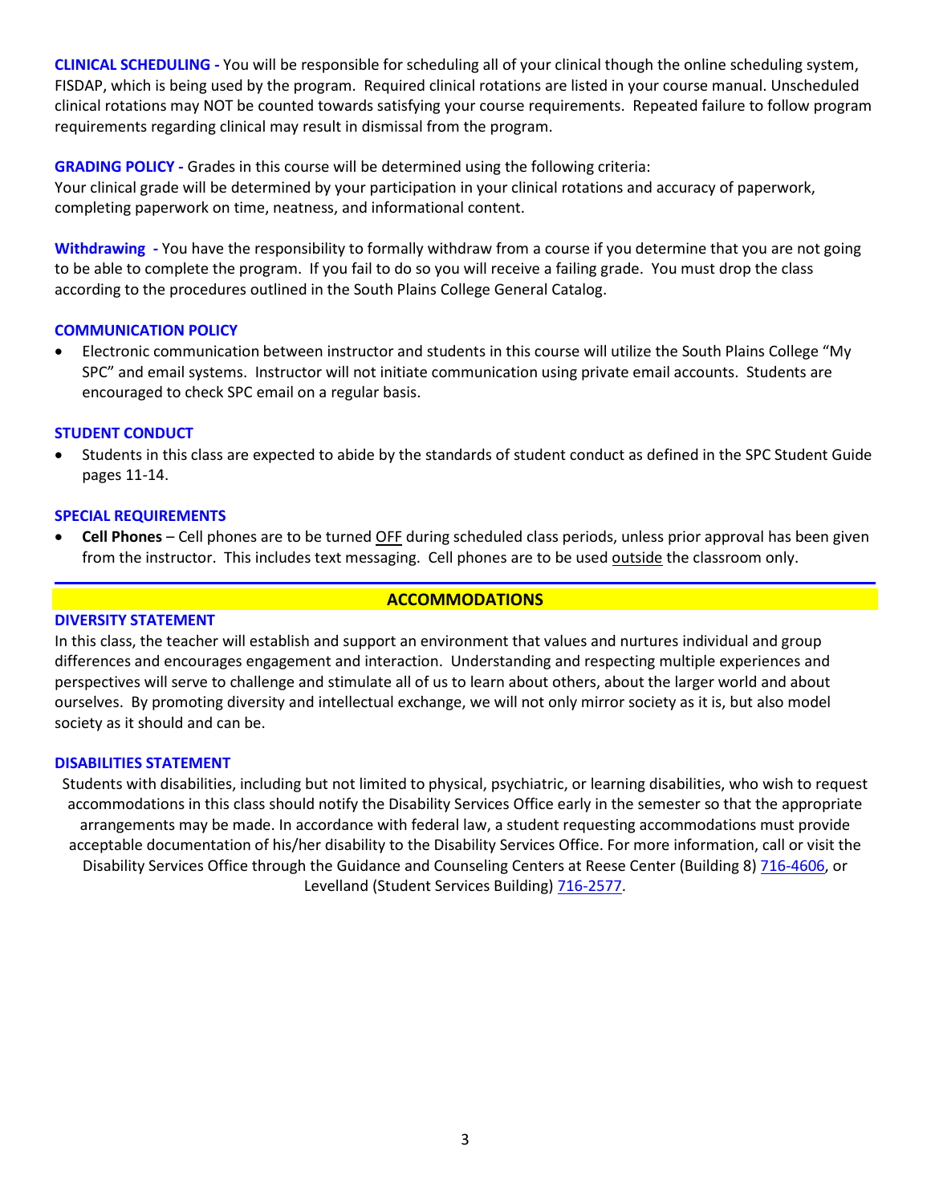**CLINICAL SCHEDULING -** You will be responsible for scheduling all of your clinical though the online scheduling system, FISDAP, which is being used by the program. Required clinical rotations are listed in your course manual. Unscheduled clinical rotations may NOT be counted towards satisfying your course requirements. Repeated failure to follow program requirements regarding clinical may result in dismissal from the program.

**GRADING POLICY -** Grades in this course will be determined using the following criteria:
Your clinical grade will be determined by your participation in your clinical rotations and accuracy of paperwork, completing paperwork on time, neatness, and informational content.

**Withdrawing -** You have the responsibility to formally withdraw from a course if you determine that you are not going to be able to complete the program. If you fail to do so you will receive a failing grade. You must drop the class according to the procedures outlined in the South Plains College General Catalog.

**COMMUNICATION POLICY**

- Electronic communication between instructor and students in this course will utilize the South Plains College "My SPC" and email systems. Instructor will not initiate communication using private email accounts. Students are encouraged to check SPC email on a regular basis.

**STUDENT CONDUCT**

- Students in this class are expected to abide by the standards of student conduct as defined in the SPC Student Guide pages 11-14.

**SPECIAL REQUIREMENTS**

- **Cell Phones** – Cell phones are to be turned OFF during scheduled class periods, unless prior approval has been given from the instructor. This includes text messaging. Cell phones are to be used outside the classroom only.

---

## ACCOMMODATIONS

**DIVERSITY STATEMENT**

In this class, the teacher will establish and support an environment that values and nurtures individual and group differences and encourages engagement and interaction. Understanding and respecting multiple experiences and perspectives will serve to challenge and stimulate all of us to learn about others, about the larger world and about ourselves. By promoting diversity and intellectual exchange, we will not only mirror society as it is, but also model society as it should and can be.

**DISABILITIES STATEMENT**

Students with disabilities, including but not limited to physical, psychiatric, or learning disabilities, who wish to request accommodations in this class should notify the Disability Services Office early in the semester so that the appropriate arrangements may be made. In accordance with federal law, a student requesting accommodations must provide acceptable documentation of his/her disability to the Disability Services Office. For more information, call or visit the Disability Services Office through the Guidance and Counseling Centers at Reese Center (Building 8) 716-4606, or Levelland (Student Services Building) 716-2577.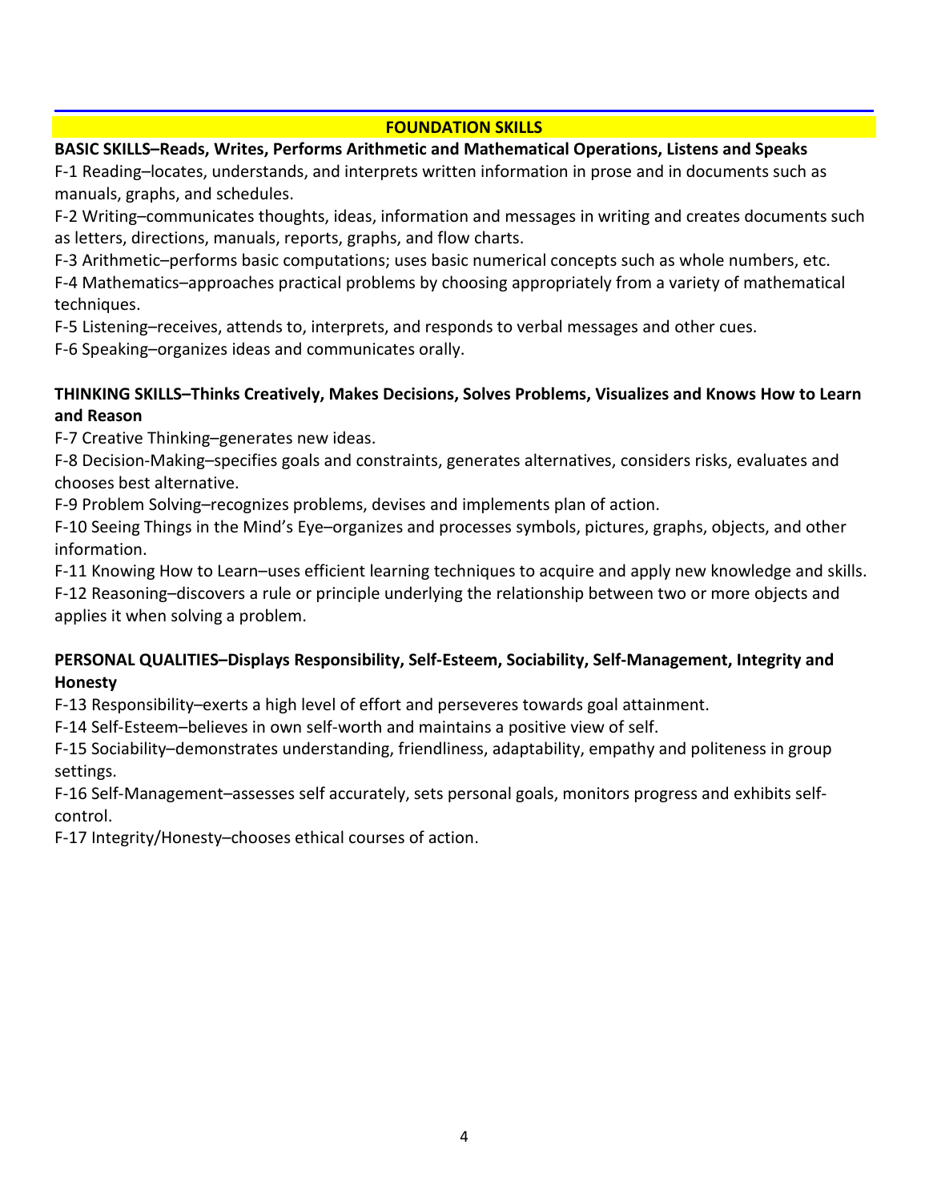## FOUNDATION SKILLS

**BASIC SKILLS–Reads, Writes, Performs Arithmetic and Mathematical Operations, Listens and Speaks**

F-1 Reading–locates, understands, and interprets written information in prose and in documents such as manuals, graphs, and schedules.

F-2 Writing–communicates thoughts, ideas, information and messages in writing and creates documents such as letters, directions, manuals, reports, graphs, and flow charts.

F-3 Arithmetic–performs basic computations; uses basic numerical concepts such as whole numbers, etc.

F-4 Mathematics–approaches practical problems by choosing appropriately from a variety of mathematical techniques.

F-5 Listening–receives, attends to, interprets, and responds to verbal messages and other cues.

F-6 Speaking–organizes ideas and communicates orally.

**THINKING SKILLS–Thinks Creatively, Makes Decisions, Solves Problems, Visualizes and Knows How to Learn and Reason**

F-7 Creative Thinking–generates new ideas.

F-8 Decision-Making–specifies goals and constraints, generates alternatives, considers risks, evaluates and chooses best alternative.

F-9 Problem Solving–recognizes problems, devises and implements plan of action.

F-10 Seeing Things in the Mind's Eye–organizes and processes symbols, pictures, graphs, objects, and other information.

F-11 Knowing How to Learn–uses efficient learning techniques to acquire and apply new knowledge and skills.

F-12 Reasoning–discovers a rule or principle underlying the relationship between two or more objects and applies it when solving a problem.

**PERSONAL QUALITIES–Displays Responsibility, Self-Esteem, Sociability, Self-Management, Integrity and Honesty**

F-13 Responsibility–exerts a high level of effort and perseveres towards goal attainment.

F-14 Self-Esteem–believes in own self-worth and maintains a positive view of self.

F-15 Sociability–demonstrates understanding, friendliness, adaptability, empathy and politeness in group settings.

F-16 Self-Management–assesses self accurately, sets personal goals, monitors progress and exhibits self-control.

F-17 Integrity/Honesty–chooses ethical courses of action.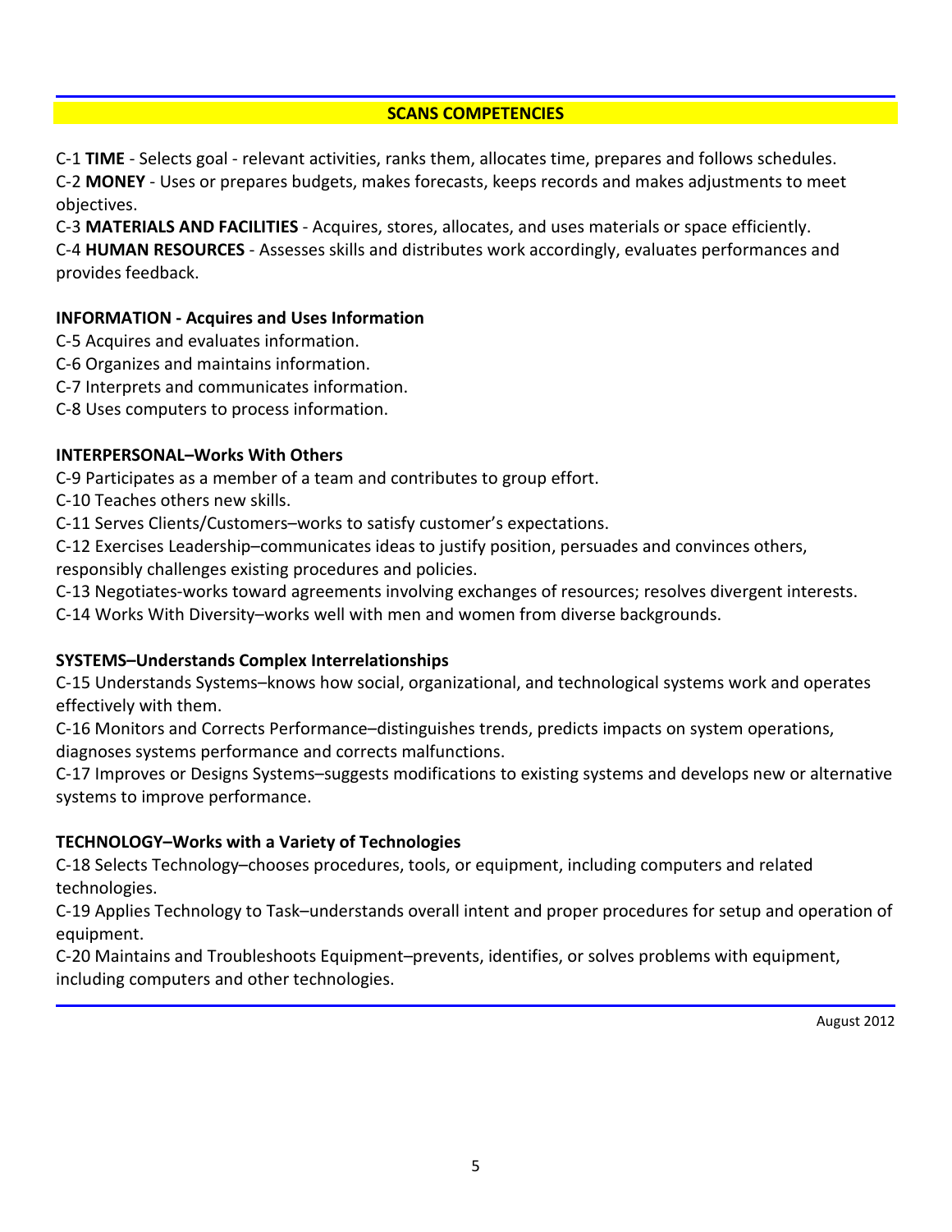## SCANS COMPETENCIES

C-1 **TIME** - Selects goal - relevant activities, ranks them, allocates time, prepares and follows schedules.
C-2 **MONEY** - Uses or prepares budgets, makes forecasts, keeps records and makes adjustments to meet objectives.
C-3 **MATERIALS AND FACILITIES** - Acquires, stores, allocates, and uses materials or space efficiently.
C-4 **HUMAN RESOURCES** - Assesses skills and distributes work accordingly, evaluates performances and provides feedback.

**INFORMATION - Acquires and Uses Information**

C-5 Acquires and evaluates information.
C-6 Organizes and maintains information.
C-7 Interprets and communicates information.
C-8 Uses computers to process information.

**INTERPERSONAL–Works With Others**

C-9 Participates as a member of a team and contributes to group effort.
C-10 Teaches others new skills.
C-11 Serves Clients/Customers–works to satisfy customer's expectations.
C-12 Exercises Leadership–communicates ideas to justify position, persuades and convinces others, responsibly challenges existing procedures and policies.
C-13 Negotiates-works toward agreements involving exchanges of resources; resolves divergent interests.
C-14 Works With Diversity–works well with men and women from diverse backgrounds.

**SYSTEMS–Understands Complex Interrelationships**

C-15 Understands Systems–knows how social, organizational, and technological systems work and operates effectively with them.
C-16 Monitors and Corrects Performance–distinguishes trends, predicts impacts on system operations, diagnoses systems performance and corrects malfunctions.
C-17 Improves or Designs Systems–suggests modifications to existing systems and develops new or alternative systems to improve performance.

**TECHNOLOGY–Works with a Variety of Technologies**

C-18 Selects Technology–chooses procedures, tools, or equipment, including computers and related technologies.
C-19 Applies Technology to Task–understands overall intent and proper procedures for setup and operation of equipment.
C-20 Maintains and Troubleshoots Equipment–prevents, identifies, or solves problems with equipment, including computers and other technologies.

August 2012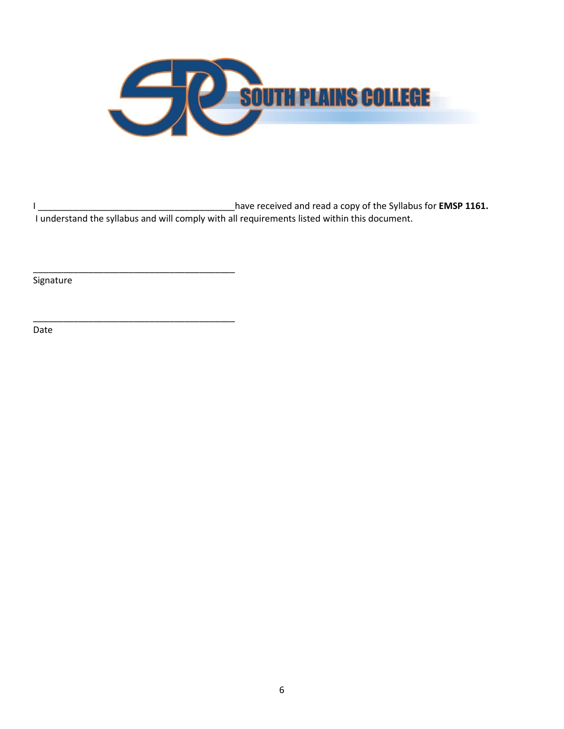SOUTH PLAINS COLLEGE

I ________________________________________have received and read a copy of the Syllabus for **EMSP 1161.** I understand the syllabus and will comply with all requirements listed within this document.

_________________________________________
Signature

_________________________________________
Date